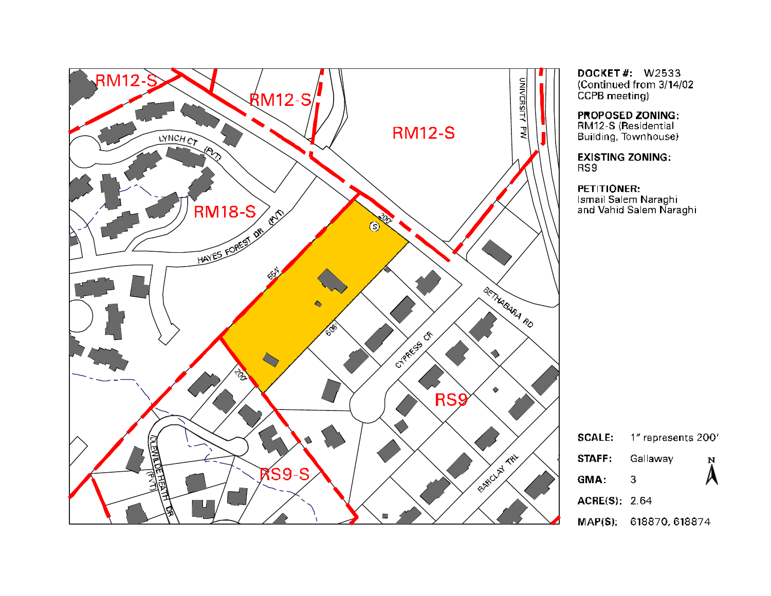**DOCKET #:** W2533
(Continued from 3/14/02 CCPB meeting)

**PROPOSED ZONING:**
RM12-S (Residential Building, Townhouse)

**EXISTING ZONING:**
RS9

**PETITIONER:**
Ismail Salem Naraghi and Vahid Salem Naraghi

RM12-S

RM12-S

RM12-S

RM18-S

RS9

RS9-S

LYNCH CT (PVT)

HAYES FOREST DR (PVT)

UNIVERSITY PW

BETHABARA RD

CYPRESS CR

BARCLAY TRL

IDLEWILDE HEATH DR (PVT)

200'

554'

606'

200'

**SCALE:** 1" represents 200'

**STAFF:** Gallaway

**GMA:** 3

**ACRE(S):** 2.64

**MAP(S):** 618870, 618874

N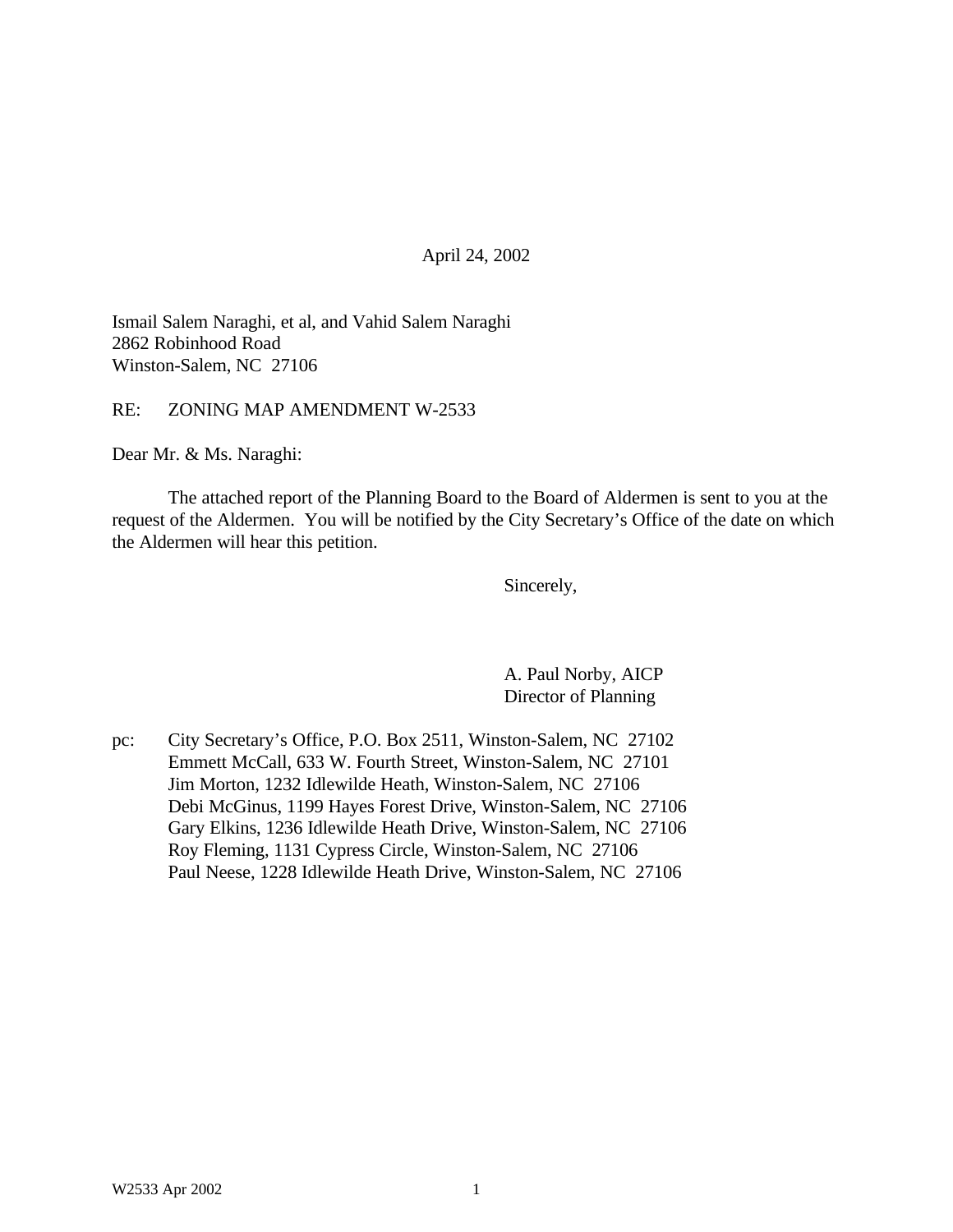April 24, 2002

Ismail Salem Naraghi, et al, and Vahid Salem Naraghi
2862 Robinhood Road
Winston-Salem, NC 27106

RE: ZONING MAP AMENDMENT W-2533

Dear Mr. & Ms. Naraghi:

The attached report of the Planning Board to the Board of Aldermen is sent to you at the request of the Aldermen. You will be notified by the City Secretary's Office of the date on which the Aldermen will hear this petition.

Sincerely,

A. Paul Norby, AICP
Director of Planning

pc: City Secretary's Office, P.O. Box 2511, Winston-Salem, NC 27102
Emmett McCall, 633 W. Fourth Street, Winston-Salem, NC 27101
Jim Morton, 1232 Idlewilde Heath, Winston-Salem, NC 27106
Debi McGinus, 1199 Hayes Forest Drive, Winston-Salem, NC 27106
Gary Elkins, 1236 Idlewilde Heath Drive, Winston-Salem, NC 27106
Roy Fleming, 1131 Cypress Circle, Winston-Salem, NC 27106
Paul Neese, 1228 Idlewilde Heath Drive, Winston-Salem, NC 27106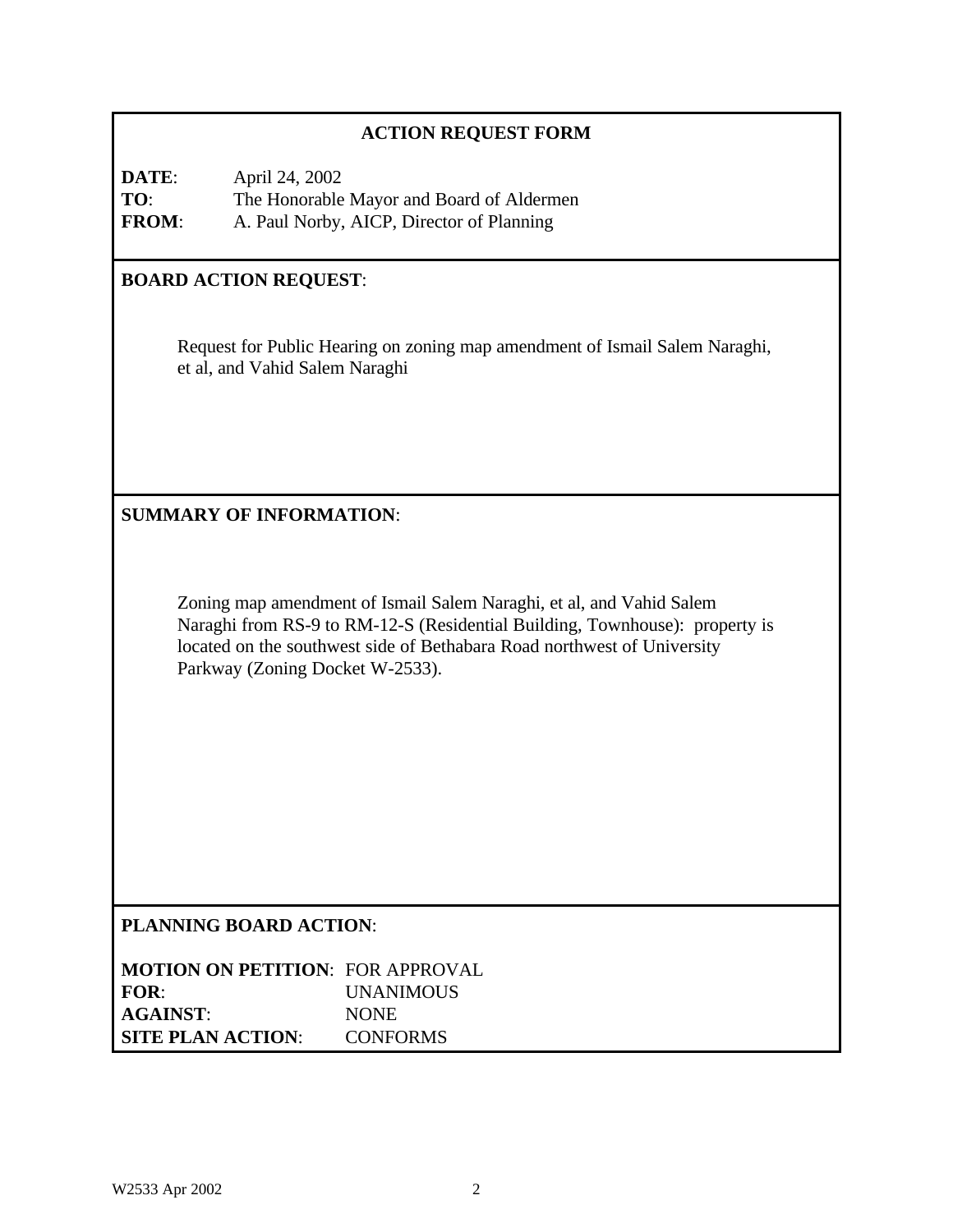## ACTION REQUEST FORM

**DATE**: April 24, 2002
**TO**: The Honorable Mayor and Board of Aldermen
**FROM**: A. Paul Norby, AICP, Director of Planning

**BOARD ACTION REQUEST**:

Request for Public Hearing on zoning map amendment of Ismail Salem Naraghi, et al, and Vahid Salem Naraghi

**SUMMARY OF INFORMATION**:

Zoning map amendment of Ismail Salem Naraghi, et al, and Vahid Salem Naraghi from RS-9 to RM-12-S (Residential Building, Townhouse): property is located on the southwest side of Bethabara Road northwest of University Parkway (Zoning Docket W-2533).

**PLANNING BOARD ACTION**:

**MOTION ON PETITION**: FOR APPROVAL
**FOR**: UNANIMOUS
**AGAINST**: NONE
**SITE PLAN ACTION**: CONFORMS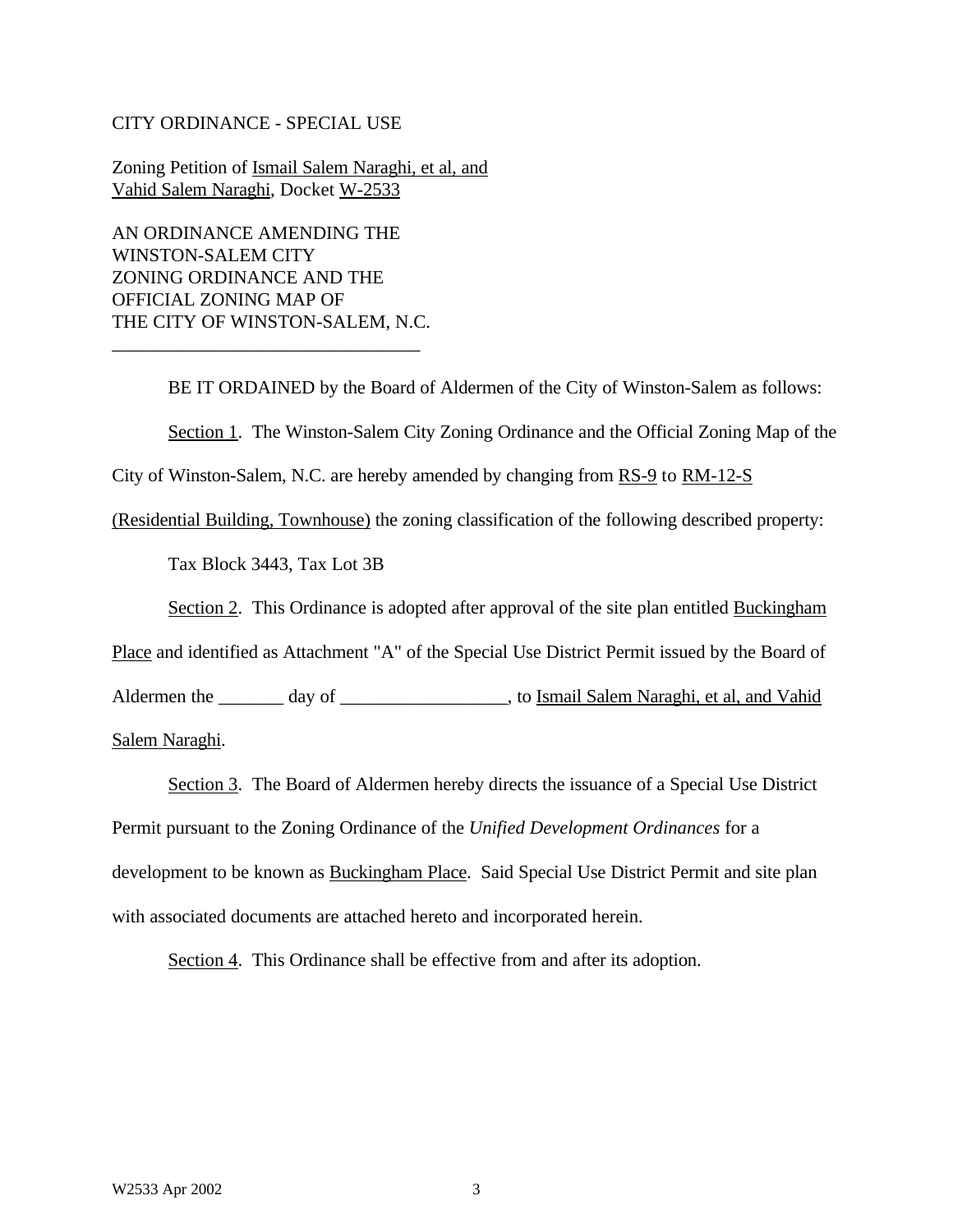CITY ORDINANCE - SPECIAL USE

Zoning Petition of Ismail Salem Naraghi, et al, and Vahid Salem Naraghi, Docket W-2533

AN ORDINANCE AMENDING THE WINSTON-SALEM CITY ZONING ORDINANCE AND THE OFFICIAL ZONING MAP OF THE CITY OF WINSTON-SALEM, N.C.

---

BE IT ORDAINED by the Board of Aldermen of the City of Winston-Salem as follows:

Section 1. The Winston-Salem City Zoning Ordinance and the Official Zoning Map of the City of Winston-Salem, N.C. are hereby amended by changing from RS-9 to RM-12-S (Residential Building, Townhouse) the zoning classification of the following described property:

Tax Block 3443, Tax Lot 3B

Section 2. This Ordinance is adopted after approval of the site plan entitled Buckingham Place and identified as Attachment "A" of the Special Use District Permit issued by the Board of Aldermen the _______ day of __________________, to Ismail Salem Naraghi, et al, and Vahid Salem Naraghi.

Section 3. The Board of Aldermen hereby directs the issuance of a Special Use District Permit pursuant to the Zoning Ordinance of the *Unified Development Ordinances* for a development to be known as Buckingham Place. Said Special Use District Permit and site plan with associated documents are attached hereto and incorporated herein.

Section 4. This Ordinance shall be effective from and after its adoption.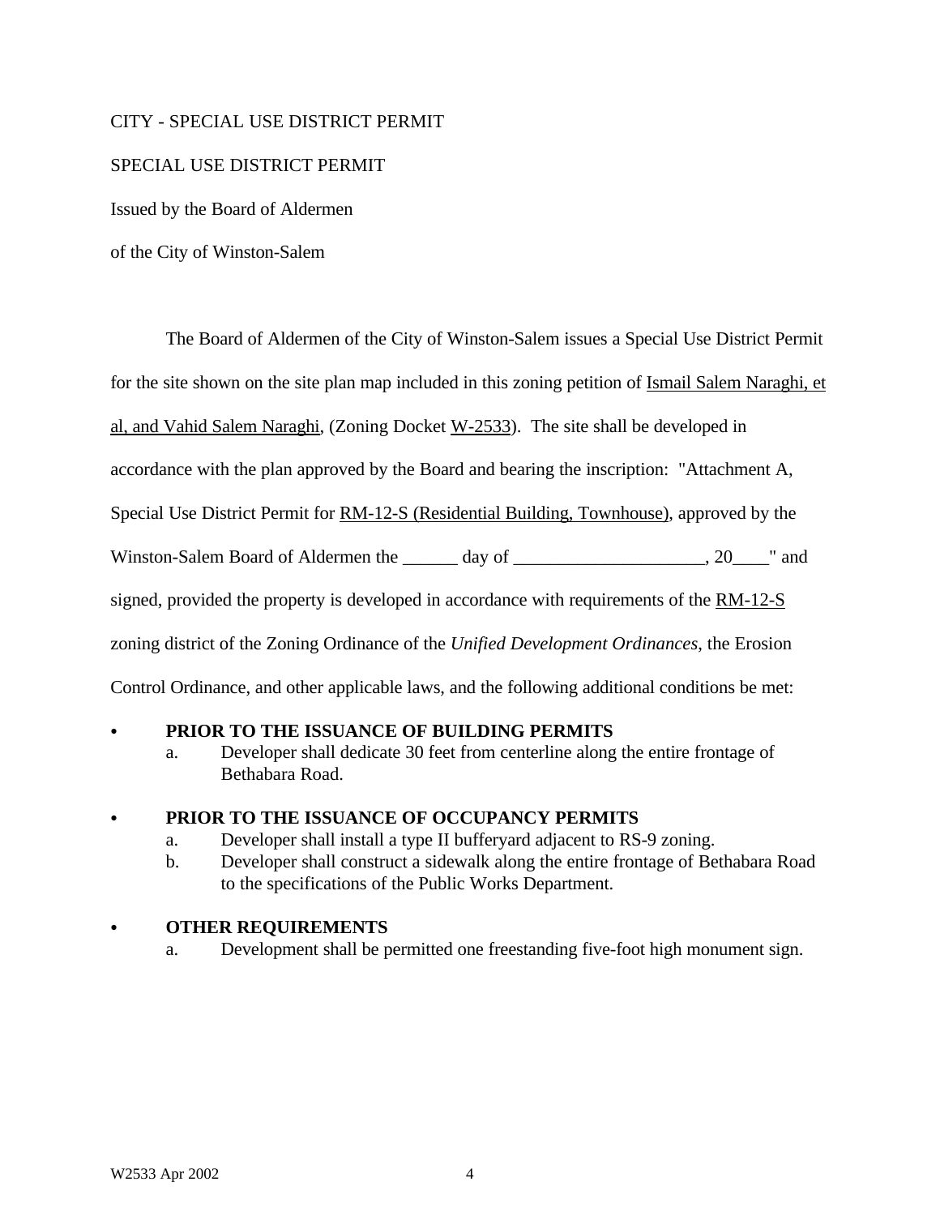CITY - SPECIAL USE DISTRICT PERMIT

SPECIAL USE DISTRICT PERMIT

Issued by the Board of Aldermen

of the City of Winston-Salem

The Board of Aldermen of the City of Winston-Salem issues a Special Use District Permit for the site shown on the site plan map included in this zoning petition of Ismail Salem Naraghi, et al, and Vahid Salem Naraghi, (Zoning Docket W-2533). The site shall be developed in accordance with the plan approved by the Board and bearing the inscription: "Attachment A, Special Use District Permit for RM-12-S (Residential Building, Townhouse), approved by the Winston-Salem Board of Aldermen the ______ day of ____________________, 20____" and signed, provided the property is developed in accordance with requirements of the RM-12-S zoning district of the Zoning Ordinance of the *Unified Development Ordinances*, the Erosion Control Ordinance, and other applicable laws, and the following additional conditions be met:

- **PRIOR TO THE ISSUANCE OF BUILDING PERMITS**
  a. Developer shall dedicate 30 feet from centerline along the entire frontage of Bethabara Road.

- **PRIOR TO THE ISSUANCE OF OCCUPANCY PERMITS**
  a. Developer shall install a type II bufferyard adjacent to RS-9 zoning.
  b. Developer shall construct a sidewalk along the entire frontage of Bethabara Road to the specifications of the Public Works Department.

- **OTHER REQUIREMENTS**
  a. Development shall be permitted one freestanding five-foot high monument sign.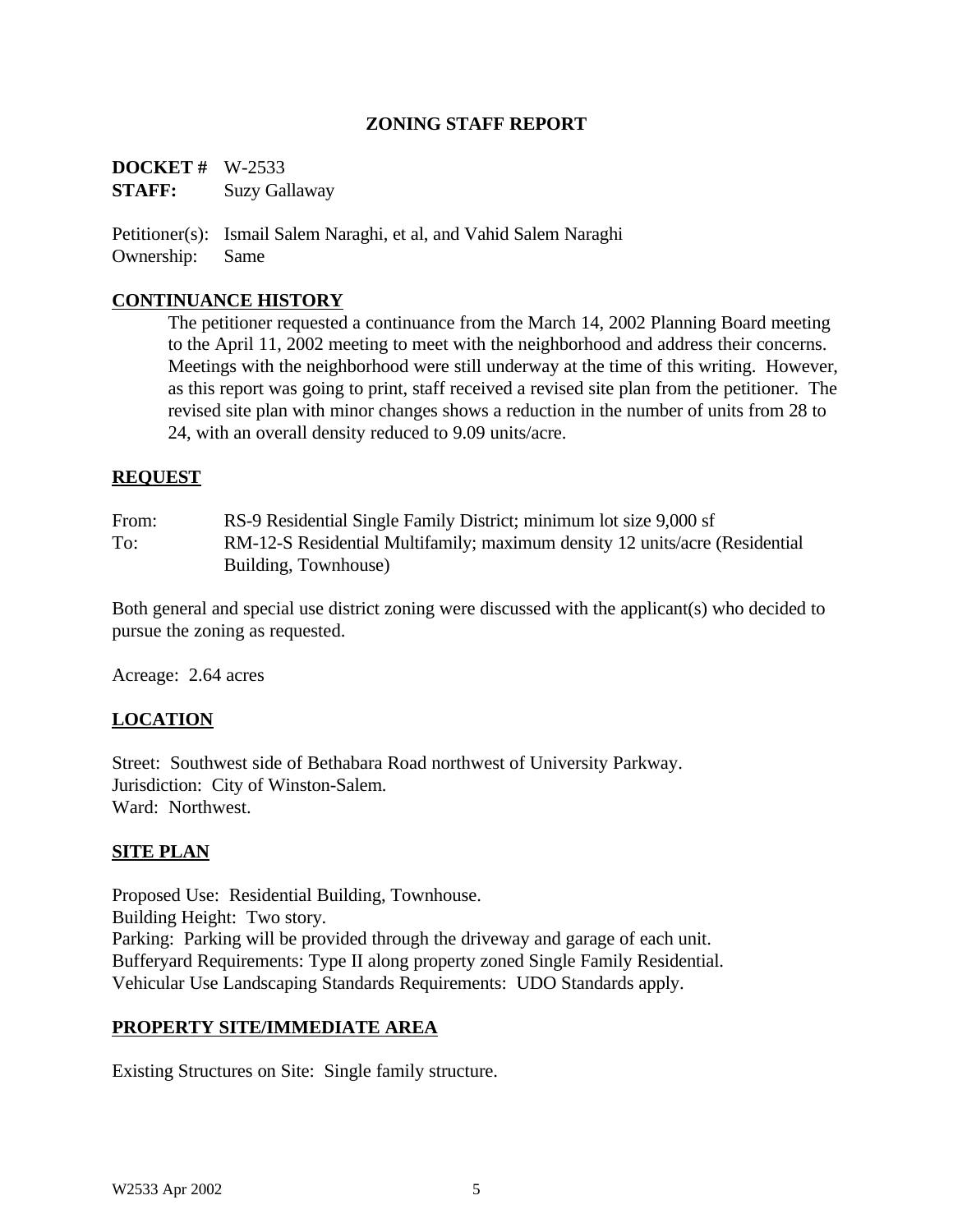# ZONING STAFF REPORT

**DOCKET #** W-2533
**STAFF:** Suzy Gallaway

Petitioner(s): Ismail Salem Naraghi, et al, and Vahid Salem Naraghi
Ownership: Same

## CONTINUANCE HISTORY

The petitioner requested a continuance from the March 14, 2002 Planning Board meeting to the April 11, 2002 meeting to meet with the neighborhood and address their concerns. Meetings with the neighborhood were still underway at the time of this writing. However, as this report was going to print, staff received a revised site plan from the petitioner. The revised site plan with minor changes shows a reduction in the number of units from 28 to 24, with an overall density reduced to 9.09 units/acre.

## REQUEST

From: RS-9 Residential Single Family District; minimum lot size 9,000 sf
To: RM-12-S Residential Multifamily; maximum density 12 units/acre (Residential Building, Townhouse)

Both general and special use district zoning were discussed with the applicant(s) who decided to pursue the zoning as requested.

Acreage: 2.64 acres

## LOCATION

Street: Southwest side of Bethabara Road northwest of University Parkway.
Jurisdiction: City of Winston-Salem.
Ward: Northwest.

## SITE PLAN

Proposed Use: Residential Building, Townhouse.
Building Height: Two story.
Parking: Parking will be provided through the driveway and garage of each unit.
Bufferyard Requirements: Type II along property zoned Single Family Residential.
Vehicular Use Landscaping Standards Requirements: UDO Standards apply.

## PROPERTY SITE/IMMEDIATE AREA

Existing Structures on Site: Single family structure.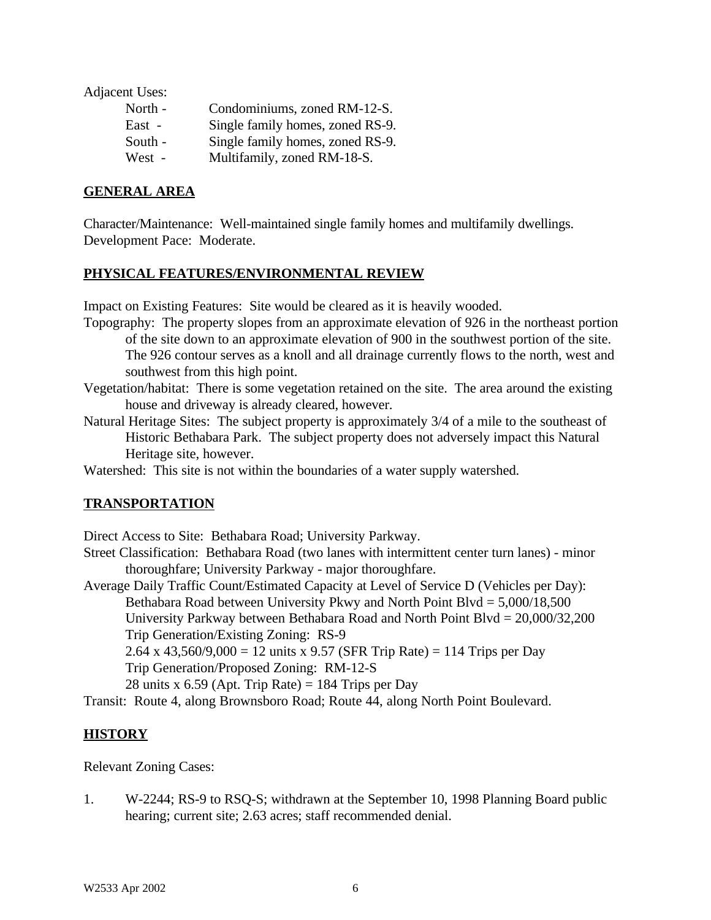Adjacent Uses:

| | |
|---|---|
| North - | Condominiums, zoned RM-12-S. |
| East - | Single family homes, zoned RS-9. |
| South - | Single family homes, zoned RS-9. |
| West - | Multifamily, zoned RM-18-S. |

## GENERAL AREA

Character/Maintenance: Well-maintained single family homes and multifamily dwellings.
Development Pace: Moderate.

## PHYSICAL FEATURES/ENVIRONMENTAL REVIEW

Impact on Existing Features: Site would be cleared as it is heavily wooded.

Topography: The property slopes from an approximate elevation of 926 in the northeast portion of the site down to an approximate elevation of 900 in the southwest portion of the site. The 926 contour serves as a knoll and all drainage currently flows to the north, west and southwest from this high point.

Vegetation/habitat: There is some vegetation retained on the site. The area around the existing house and driveway is already cleared, however.

Natural Heritage Sites: The subject property is approximately 3/4 of a mile to the southeast of Historic Bethabara Park. The subject property does not adversely impact this Natural Heritage site, however.

Watershed: This site is not within the boundaries of a water supply watershed.

## TRANSPORTATION

Direct Access to Site: Bethabara Road; University Parkway.

Street Classification: Bethabara Road (two lanes with intermittent center turn lanes) - minor thoroughfare; University Parkway - major thoroughfare.

Average Daily Traffic Count/Estimated Capacity at Level of Service D (Vehicles per Day):
Bethabara Road between University Pkwy and North Point Blvd = 5,000/18,500
University Parkway between Bethabara Road and North Point Blvd = 20,000/32,200
Trip Generation/Existing Zoning: RS-9
2.64 x 43,560/9,000 = 12 units x 9.57 (SFR Trip Rate) = 114 Trips per Day
Trip Generation/Proposed Zoning: RM-12-S
28 units x 6.59 (Apt. Trip Rate) = 184 Trips per Day

Transit: Route 4, along Brownsboro Road; Route 44, along North Point Boulevard.

## HISTORY

Relevant Zoning Cases:

1. W-2244; RS-9 to RSQ-S; withdrawn at the September 10, 1998 Planning Board public hearing; current site; 2.63 acres; staff recommended denial.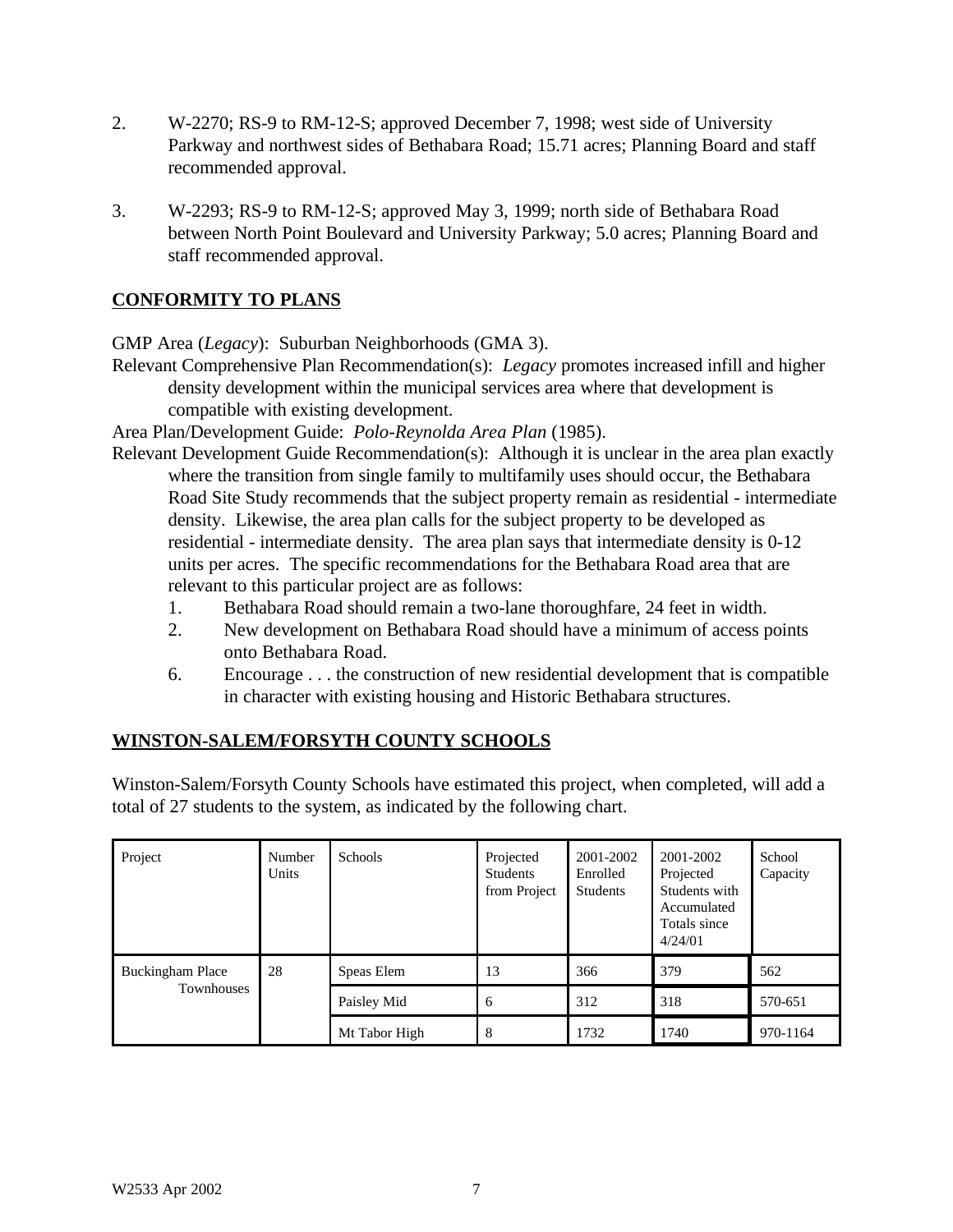2. W-2270; RS-9 to RM-12-S; approved December 7, 1998; west side of University Parkway and northwest sides of Bethabara Road; 15.71 acres; Planning Board and staff recommended approval.

3. W-2293; RS-9 to RM-12-S; approved May 3, 1999; north side of Bethabara Road between North Point Boulevard and University Parkway; 5.0 acres; Planning Board and staff recommended approval.

## CONFORMITY TO PLANS

GMP Area (*Legacy*): Suburban Neighborhoods (GMA 3).

Relevant Comprehensive Plan Recommendation(s): *Legacy* promotes increased infill and higher density development within the municipal services area where that development is compatible with existing development.

Area Plan/Development Guide: *Polo-Reynolda Area Plan* (1985).

Relevant Development Guide Recommendation(s): Although it is unclear in the area plan exactly where the transition from single family to multifamily uses should occur, the Bethabara Road Site Study recommends that the subject property remain as residential - intermediate density. Likewise, the area plan calls for the subject property to be developed as residential - intermediate density. The area plan says that intermediate density is 0-12 units per acres. The specific recommendations for the Bethabara Road area that are relevant to this particular project are as follows:

1. Bethabara Road should remain a two-lane thoroughfare, 24 feet in width.
2. New development on Bethabara Road should have a minimum of access points onto Bethabara Road.
6. Encourage . . . the construction of new residential development that is compatible in character with existing housing and Historic Bethabara structures.

## WINSTON-SALEM/FORSYTH COUNTY SCHOOLS

Winston-Salem/Forsyth County Schools have estimated this project, when completed, will add a total of 27 students to the system, as indicated by the following chart.

| Project | Number Units | Schools | Projected Students from Project | 2001-2002 Enrolled Students | 2001-2002 Projected Students with Accumulated Totals since 4/24/01 | School Capacity |
|---|---|---|---|---|---|---|
| Buckingham Place Townhouses | 28 | Speas Elem | 13 | 366 | 379 | 562 |
| | | Paisley Mid | 6 | 312 | 318 | 570-651 |
| | | Mt Tabor High | 8 | 1732 | 1740 | 970-1164 |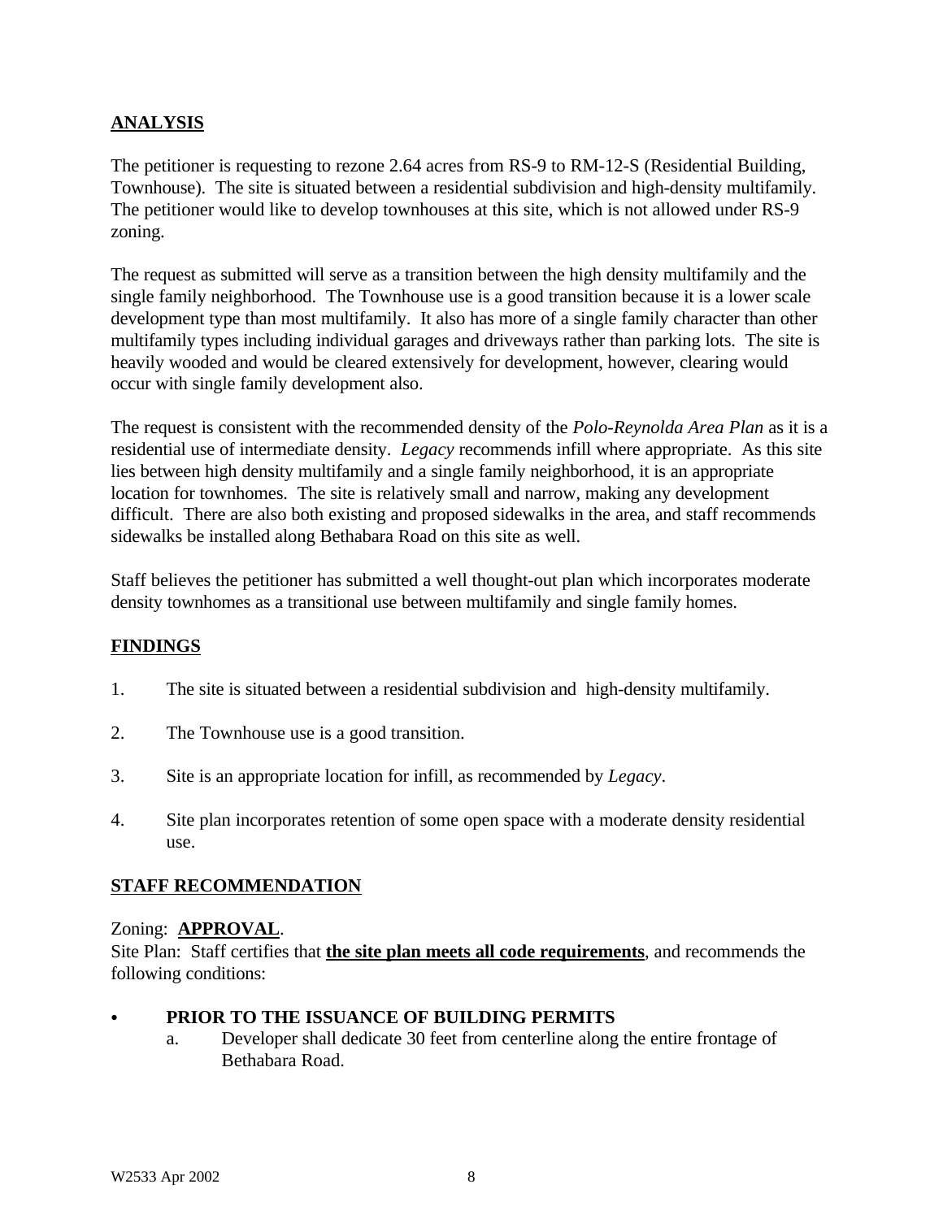## ANALYSIS

The petitioner is requesting to rezone 2.64 acres from RS-9 to RM-12-S (Residential Building, Townhouse). The site is situated between a residential subdivision and high-density multifamily. The petitioner would like to develop townhouses at this site, which is not allowed under RS-9 zoning.

The request as submitted will serve as a transition between the high density multifamily and the single family neighborhood. The Townhouse use is a good transition because it is a lower scale development type than most multifamily. It also has more of a single family character than other multifamily types including individual garages and driveways rather than parking lots. The site is heavily wooded and would be cleared extensively for development, however, clearing would occur with single family development also.

The request is consistent with the recommended density of the *Polo-Reynolda Area Plan* as it is a residential use of intermediate density. *Legacy* recommends infill where appropriate. As this site lies between high density multifamily and a single family neighborhood, it is an appropriate location for townhomes. The site is relatively small and narrow, making any development difficult. There are also both existing and proposed sidewalks in the area, and staff recommends sidewalks be installed along Bethabara Road on this site as well.

Staff believes the petitioner has submitted a well thought-out plan which incorporates moderate density townhomes as a transitional use between multifamily and single family homes.

## FINDINGS

1. The site is situated between a residential subdivision and high-density multifamily.

2. The Townhouse use is a good transition.

3. Site is an appropriate location for infill, as recommended by *Legacy*.

4. Site plan incorporates retention of some open space with a moderate density residential use.

## STAFF RECOMMENDATION

Zoning: **APPROVAL**.
Site Plan: Staff certifies that **the site plan meets all code requirements**, and recommends the following conditions:

- **PRIOR TO THE ISSUANCE OF BUILDING PERMITS**
  a. Developer shall dedicate 30 feet from centerline along the entire frontage of Bethabara Road.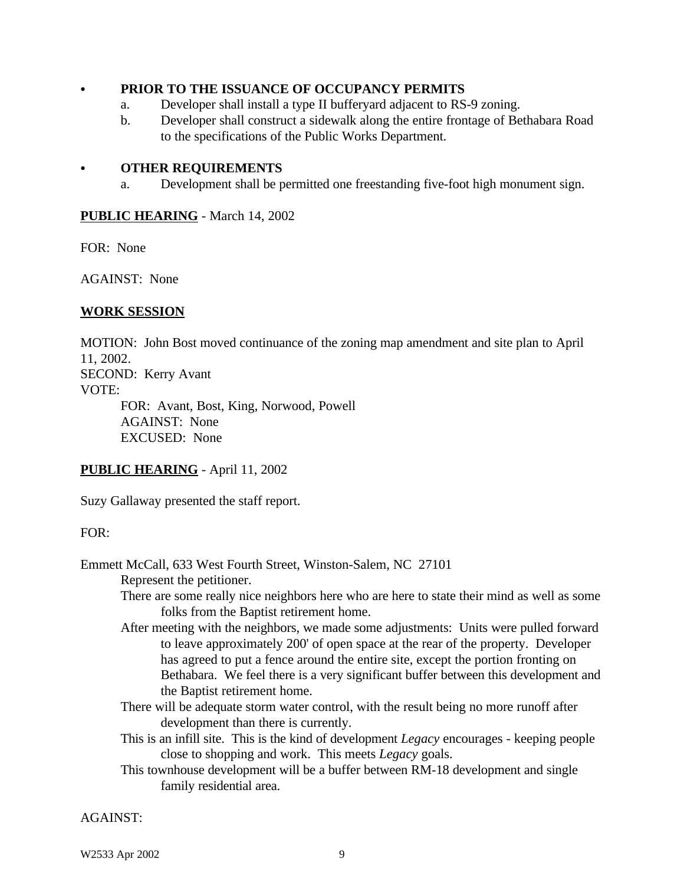- **PRIOR TO THE ISSUANCE OF OCCUPANCY PERMITS**
  - a. Developer shall install a type II bufferyard adjacent to RS-9 zoning.
  - b. Developer shall construct a sidewalk along the entire frontage of Bethabara Road to the specifications of the Public Works Department.

- **OTHER REQUIREMENTS**
  - a. Development shall be permitted one freestanding five-foot high monument sign.

**PUBLIC HEARING** - March 14, 2002

FOR: None

AGAINST: None

**WORK SESSION**

MOTION: John Bost moved continuance of the zoning map amendment and site plan to April 11, 2002.
SECOND: Kerry Avant
VOTE:
FOR: Avant, Bost, King, Norwood, Powell
AGAINST: None
EXCUSED: None

**PUBLIC HEARING** - April 11, 2002

Suzy Gallaway presented the staff report.

FOR:

Emmett McCall, 633 West Fourth Street, Winston-Salem, NC 27101

Represent the petitioner.

There are some really nice neighbors here who are here to state their mind as well as some folks from the Baptist retirement home.

After meeting with the neighbors, we made some adjustments: Units were pulled forward to leave approximately 200' of open space at the rear of the property. Developer has agreed to put a fence around the entire site, except the portion fronting on Bethabara. We feel there is a very significant buffer between this development and the Baptist retirement home.

There will be adequate storm water control, with the result being no more runoff after development than there is currently.

This is an infill site. This is the kind of development *Legacy* encourages - keeping people close to shopping and work. This meets *Legacy* goals.

This townhouse development will be a buffer between RM-18 development and single family residential area.

AGAINST: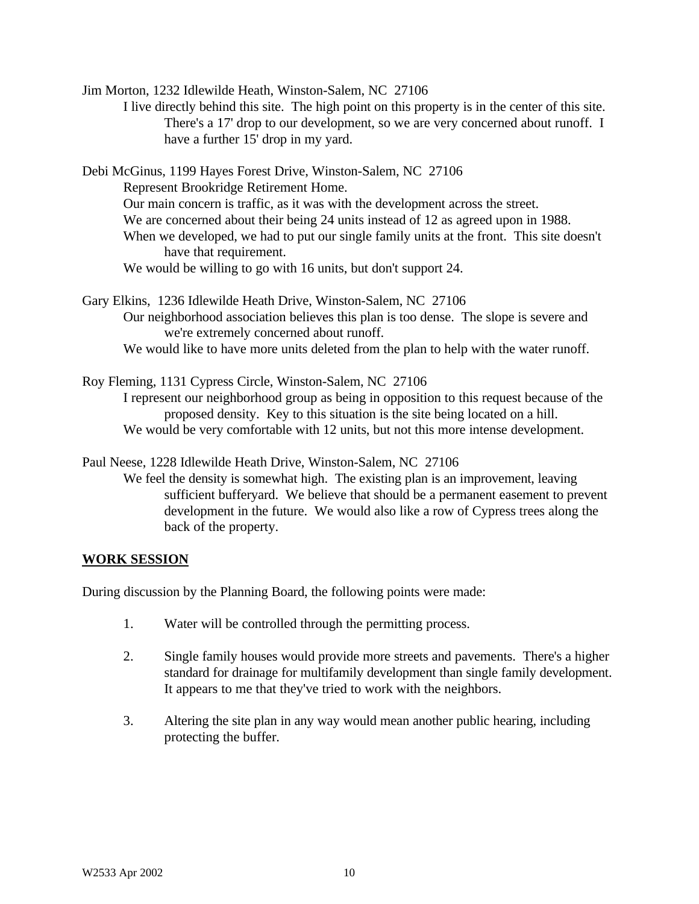Jim Morton, 1232 Idlewilde Heath, Winston-Salem, NC 27106

I live directly behind this site. The high point on this property is in the center of this site. There's a 17' drop to our development, so we are very concerned about runoff. I have a further 15' drop in my yard.

Debi McGinus, 1199 Hayes Forest Drive, Winston-Salem, NC 27106

Represent Brookridge Retirement Home.

Our main concern is traffic, as it was with the development across the street.

We are concerned about their being 24 units instead of 12 as agreed upon in 1988.

When we developed, we had to put our single family units at the front. This site doesn't have that requirement.

We would be willing to go with 16 units, but don't support 24.

Gary Elkins, 1236 Idlewilde Heath Drive, Winston-Salem, NC 27106

Our neighborhood association believes this plan is too dense. The slope is severe and we're extremely concerned about runoff.

We would like to have more units deleted from the plan to help with the water runoff.

Roy Fleming, 1131 Cypress Circle, Winston-Salem, NC 27106

I represent our neighborhood group as being in opposition to this request because of the proposed density. Key to this situation is the site being located on a hill.

We would be very comfortable with 12 units, but not this more intense development.

Paul Neese, 1228 Idlewilde Heath Drive, Winston-Salem, NC 27106

We feel the density is somewhat high. The existing plan is an improvement, leaving sufficient bufferyard. We believe that should be a permanent easement to prevent development in the future. We would also like a row of Cypress trees along the back of the property.

## WORK SESSION

During discussion by the Planning Board, the following points were made:

1. Water will be controlled through the permitting process.

2. Single family houses would provide more streets and pavements. There's a higher standard for drainage for multifamily development than single family development. It appears to me that they've tried to work with the neighbors.

3. Altering the site plan in any way would mean another public hearing, including protecting the buffer.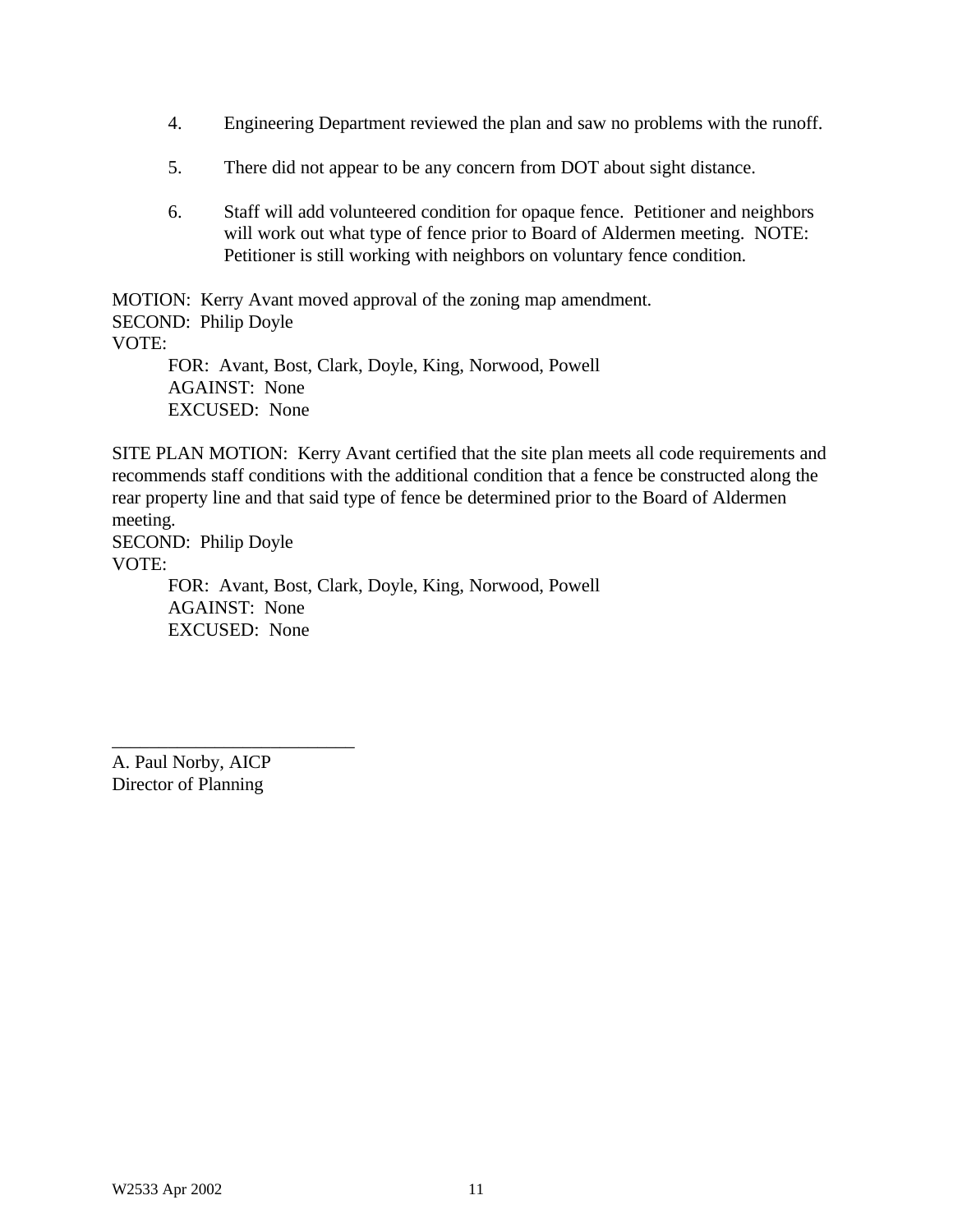4. Engineering Department reviewed the plan and saw no problems with the runoff.

5. There did not appear to be any concern from DOT about sight distance.

6. Staff will add volunteered condition for opaque fence. Petitioner and neighbors will work out what type of fence prior to Board of Aldermen meeting. NOTE: Petitioner is still working with neighbors on voluntary fence condition.

MOTION: Kerry Avant moved approval of the zoning map amendment.
SECOND: Philip Doyle
VOTE:
FOR: Avant, Bost, Clark, Doyle, King, Norwood, Powell
AGAINST: None
EXCUSED: None

SITE PLAN MOTION: Kerry Avant certified that the site plan meets all code requirements and recommends staff conditions with the additional condition that a fence be constructed along the rear property line and that said type of fence be determined prior to the Board of Aldermen meeting.
SECOND: Philip Doyle
VOTE:
FOR: Avant, Bost, Clark, Doyle, King, Norwood, Powell
AGAINST: None
EXCUSED: None

___________________________
A. Paul Norby, AICP
Director of Planning